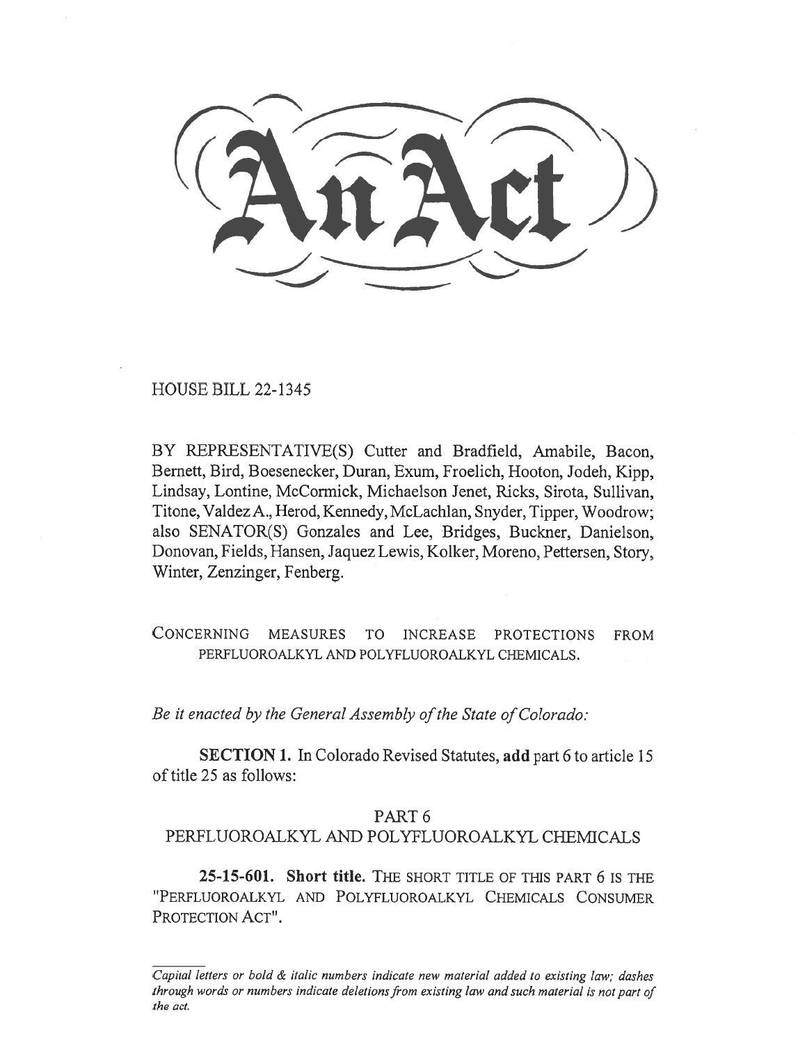# An Act

HOUSE BILL 22-1345

BY REPRESENTATIVE(S) Cutter and Bradfield, Amabile, Bacon, Bernett, Bird, Boesenecker, Duran, Exum, Froelich, Hooton, Jodeh, Kipp, Lindsay, Lontine, McCormick, Michaelson Jenet, Ricks, Sirota, Sullivan, Titone, Valdez A., Herod, Kennedy, McLachlan, Snyder, Tipper, Woodrow; also SENATOR(S) Gonzales and Lee, Bridges, Buckner, Danielson, Donovan, Fields, Hansen, Jaquez Lewis, Kolker, Moreno, Pettersen, Story, Winter, Zenzinger, Fenberg.

CONCERNING MEASURES TO INCREASE PROTECTIONS FROM PERFLUOROALKYL AND POLYFLUOROALKYL CHEMICALS.

*Be it enacted by the General Assembly of the State of Colorado:*

**SECTION 1.** In Colorado Revised Statutes, **add** part 6 to article 15 of title 25 as follows:

PART 6
PERFLUOROALKYL AND POLYFLUOROALKYL CHEMICALS

**25-15-601. Short title.** THE SHORT TITLE OF THIS PART 6 IS THE "PERFLUOROALKYL AND POLYFLUOROALKYL CHEMICALS CONSUMER PROTECTION ACT".

*Capital letters or bold & italic numbers indicate new material added to existing law; dashes through words or numbers indicate deletions from existing law and such material is not part of the act.*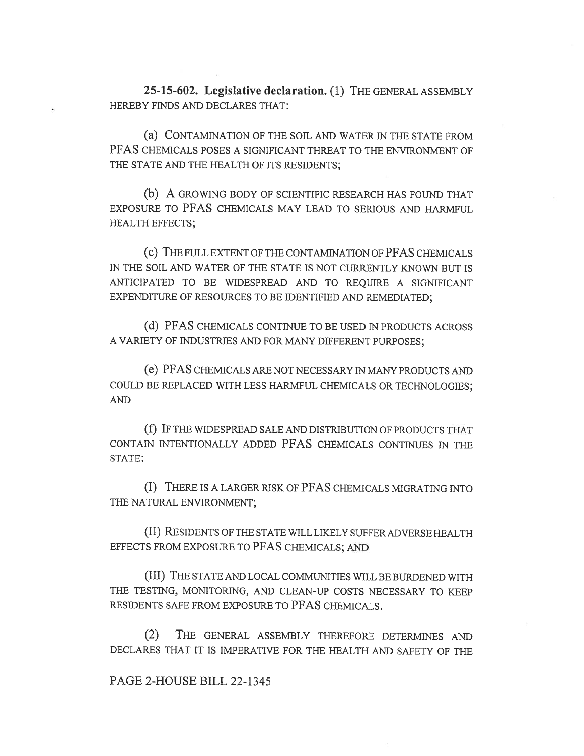**25-15-602. Legislative declaration.** (1) THE GENERAL ASSEMBLY HEREBY FINDS AND DECLARES THAT:

(a) CONTAMINATION OF THE SOIL AND WATER IN THE STATE FROM PFAS CHEMICALS POSES A SIGNIFICANT THREAT TO THE ENVIRONMENT OF THE STATE AND THE HEALTH OF ITS RESIDENTS;

(b) A GROWING BODY OF SCIENTIFIC RESEARCH HAS FOUND THAT EXPOSURE TO PFAS CHEMICALS MAY LEAD TO SERIOUS AND HARMFUL HEALTH EFFECTS;

(c) THE FULL EXTENT OF THE CONTAMINATION OF PFAS CHEMICALS IN THE SOIL AND WATER OF THE STATE IS NOT CURRENTLY KNOWN BUT IS ANTICIPATED TO BE WIDESPREAD AND TO REQUIRE A SIGNIFICANT EXPENDITURE OF RESOURCES TO BE IDENTIFIED AND REMEDIATED;

(d) PFAS CHEMICALS CONTINUE TO BE USED IN PRODUCTS ACROSS A VARIETY OF INDUSTRIES AND FOR MANY DIFFERENT PURPOSES;

(e) PFAS CHEMICALS ARE NOT NECESSARY IN MANY PRODUCTS AND COULD BE REPLACED WITH LESS HARMFUL CHEMICALS OR TECHNOLOGIES; AND

(f) IF THE WIDESPREAD SALE AND DISTRIBUTION OF PRODUCTS THAT CONTAIN INTENTIONALLY ADDED PFAS CHEMICALS CONTINUES IN THE STATE:

(I) THERE IS A LARGER RISK OF PFAS CHEMICALS MIGRATING INTO THE NATURAL ENVIRONMENT;

(II) RESIDENTS OF THE STATE WILL LIKELY SUFFER ADVERSE HEALTH EFFECTS FROM EXPOSURE TO PFAS CHEMICALS; AND

(III) THE STATE AND LOCAL COMMUNITIES WILL BE BURDENED WITH THE TESTING, MONITORING, AND CLEAN-UP COSTS NECESSARY TO KEEP RESIDENTS SAFE FROM EXPOSURE TO PFAS CHEMICALS.

(2) THE GENERAL ASSEMBLY THEREFORE DETERMINES AND DECLARES THAT IT IS IMPERATIVE FOR THE HEALTH AND SAFETY OF THE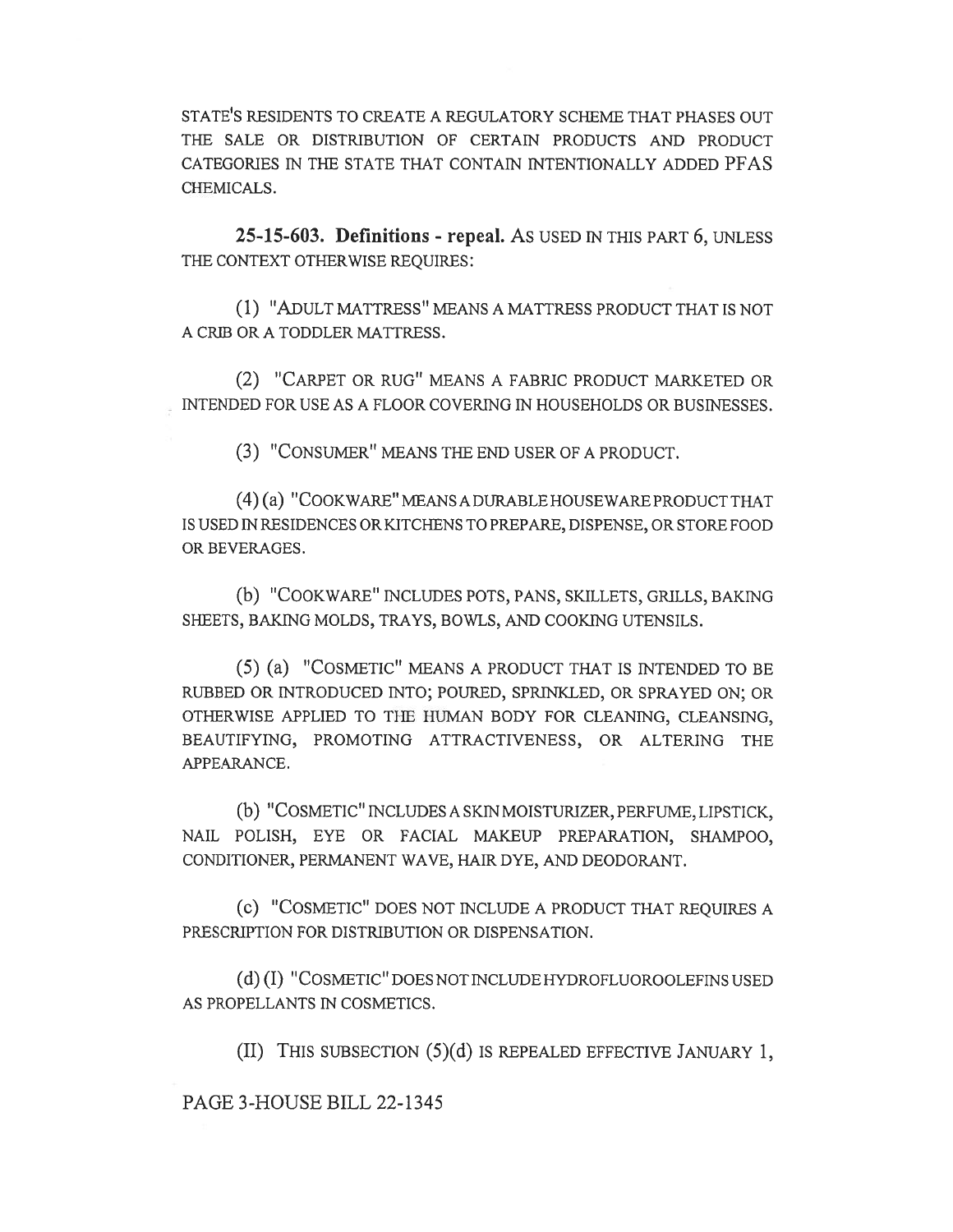STATE'S RESIDENTS TO CREATE A REGULATORY SCHEME THAT PHASES OUT THE SALE OR DISTRIBUTION OF CERTAIN PRODUCTS AND PRODUCT CATEGORIES IN THE STATE THAT CONTAIN INTENTIONALLY ADDED PFAS CHEMICALS.

**25-15-603. Definitions - repeal.** AS USED IN THIS PART 6, UNLESS THE CONTEXT OTHERWISE REQUIRES:

(1) "ADULT MATTRESS" MEANS A MATTRESS PRODUCT THAT IS NOT A CRIB OR A TODDLER MATTRESS.

(2) "CARPET OR RUG" MEANS A FABRIC PRODUCT MARKETED OR INTENDED FOR USE AS A FLOOR COVERING IN HOUSEHOLDS OR BUSINESSES.

(3) "CONSUMER" MEANS THE END USER OF A PRODUCT.

(4) (a) "COOKWARE" MEANS A DURABLE HOUSEWARE PRODUCT THAT IS USED IN RESIDENCES OR KITCHENS TO PREPARE, DISPENSE, OR STORE FOOD OR BEVERAGES.

(b) "COOKWARE" INCLUDES POTS, PANS, SKILLETS, GRILLS, BAKING SHEETS, BAKING MOLDS, TRAYS, BOWLS, AND COOKING UTENSILS.

(5) (a) "COSMETIC" MEANS A PRODUCT THAT IS INTENDED TO BE RUBBED OR INTRODUCED INTO; POURED, SPRINKLED, OR SPRAYED ON; OR OTHERWISE APPLIED TO THE HUMAN BODY FOR CLEANING, CLEANSING, BEAUTIFYING, PROMOTING ATTRACTIVENESS, OR ALTERING THE APPEARANCE.

(b) "COSMETIC" INCLUDES A SKIN MOISTURIZER, PERFUME, LIPSTICK, NAIL POLISH, EYE OR FACIAL MAKEUP PREPARATION, SHAMPOO, CONDITIONER, PERMANENT WAVE, HAIR DYE, AND DEODORANT.

(c) "COSMETIC" DOES NOT INCLUDE A PRODUCT THAT REQUIRES A PRESCRIPTION FOR DISTRIBUTION OR DISPENSATION.

(d) (I) "COSMETIC" DOES NOT INCLUDE HYDROFLUOROOLEFINS USED AS PROPELLANTS IN COSMETICS.

(II) THIS SUBSECTION (5)(d) IS REPEALED EFFECTIVE JANUARY 1,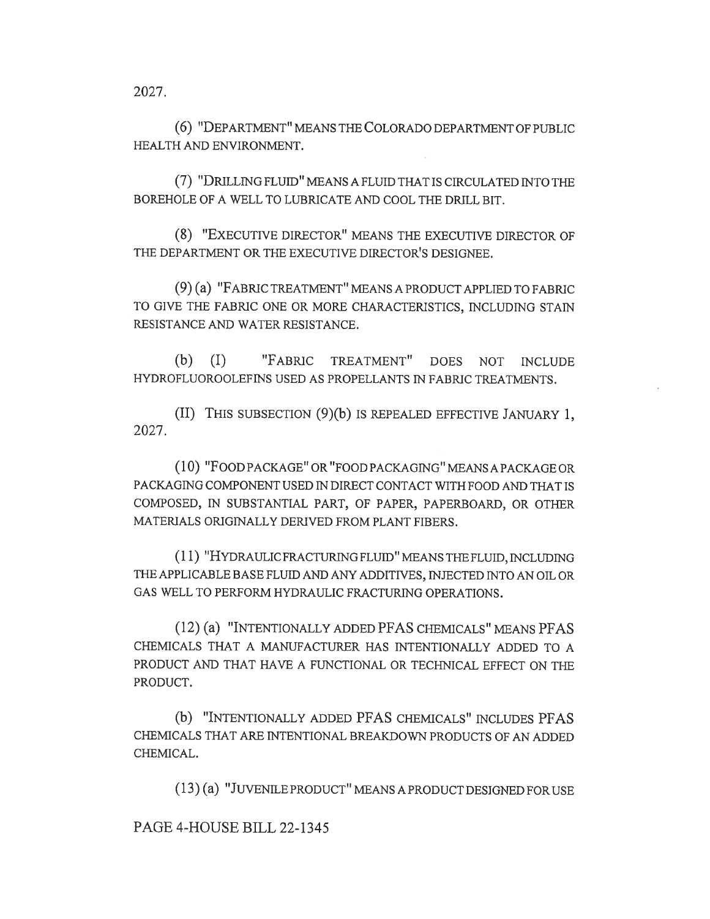2027.

(6) "DEPARTMENT" MEANS THE COLORADO DEPARTMENT OF PUBLIC HEALTH AND ENVIRONMENT.

(7) "DRILLING FLUID" MEANS A FLUID THAT IS CIRCULATED INTO THE BOREHOLE OF A WELL TO LUBRICATE AND COOL THE DRILL BIT.

(8) "EXECUTIVE DIRECTOR" MEANS THE EXECUTIVE DIRECTOR OF THE DEPARTMENT OR THE EXECUTIVE DIRECTOR'S DESIGNEE.

(9) (a) "FABRIC TREATMENT" MEANS A PRODUCT APPLIED TO FABRIC TO GIVE THE FABRIC ONE OR MORE CHARACTERISTICS, INCLUDING STAIN RESISTANCE AND WATER RESISTANCE.

(b) (I) "FABRIC TREATMENT" DOES NOT INCLUDE HYDROFLUOROOLEFINS USED AS PROPELLANTS IN FABRIC TREATMENTS.

(II) THIS SUBSECTION (9)(b) IS REPEALED EFFECTIVE JANUARY 1, 2027.

(10) "FOOD PACKAGE" OR "FOOD PACKAGING" MEANS A PACKAGE OR PACKAGING COMPONENT USED IN DIRECT CONTACT WITH FOOD AND THAT IS COMPOSED, IN SUBSTANTIAL PART, OF PAPER, PAPERBOARD, OR OTHER MATERIALS ORIGINALLY DERIVED FROM PLANT FIBERS.

(11) "HYDRAULIC FRACTURING FLUID" MEANS THE FLUID, INCLUDING THE APPLICABLE BASE FLUID AND ANY ADDITIVES, INJECTED INTO AN OIL OR GAS WELL TO PERFORM HYDRAULIC FRACTURING OPERATIONS.

(12) (a) "INTENTIONALLY ADDED PFAS CHEMICALS" MEANS PFAS CHEMICALS THAT A MANUFACTURER HAS INTENTIONALLY ADDED TO A PRODUCT AND THAT HAVE A FUNCTIONAL OR TECHNICAL EFFECT ON THE PRODUCT.

(b) "INTENTIONALLY ADDED PFAS CHEMICALS" INCLUDES PFAS CHEMICALS THAT ARE INTENTIONAL BREAKDOWN PRODUCTS OF AN ADDED CHEMICAL.

(13) (a) "JUVENILE PRODUCT" MEANS A PRODUCT DESIGNED FOR USE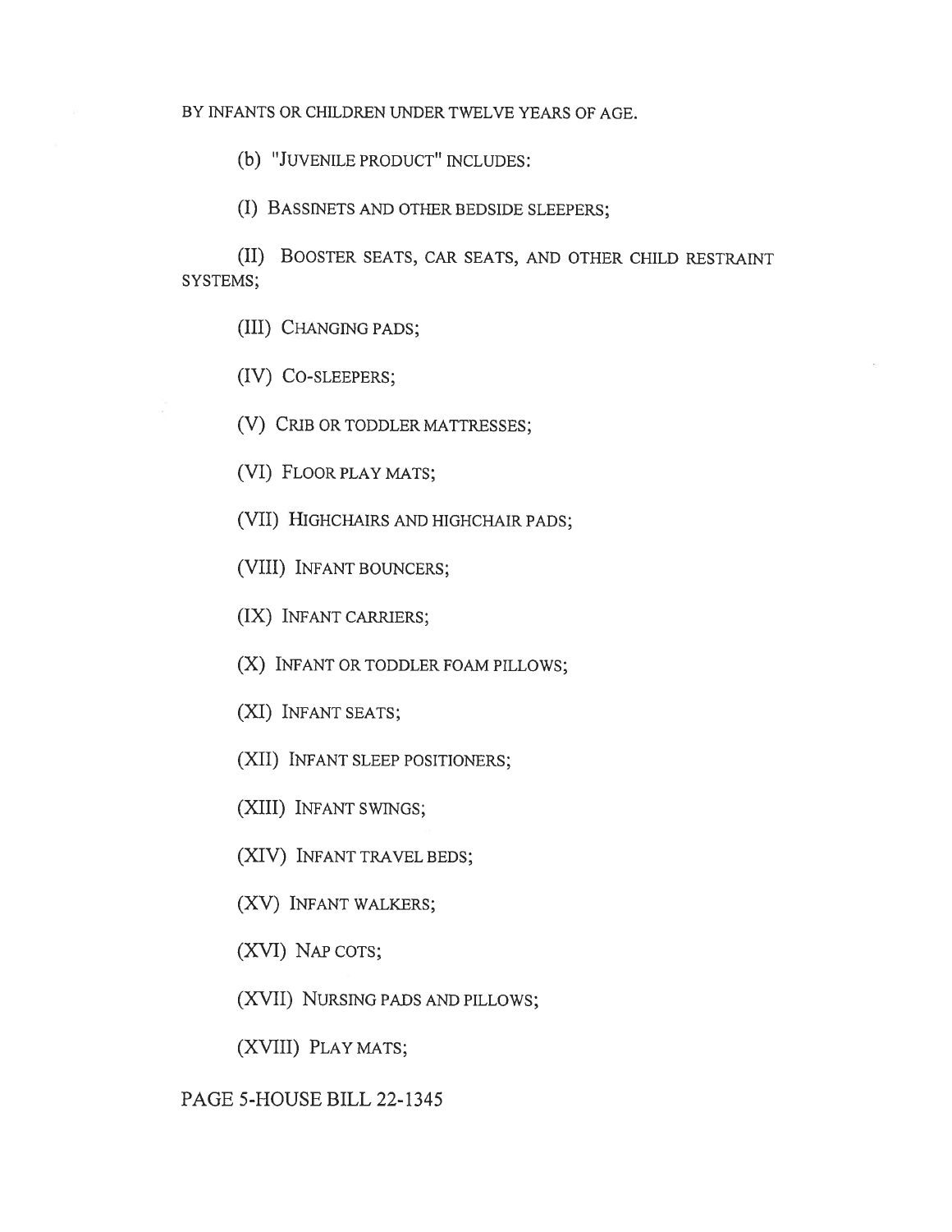BY INFANTS OR CHILDREN UNDER TWELVE YEARS OF AGE.

(b) "JUVENILE PRODUCT" INCLUDES:

(I) BASSINETS AND OTHER BEDSIDE SLEEPERS;

(II) BOOSTER SEATS, CAR SEATS, AND OTHER CHILD RESTRAINT SYSTEMS;

(III) CHANGING PADS;

(IV) CO-SLEEPERS;

(V) CRIB OR TODDLER MATTRESSES;

(VI) FLOOR PLAY MATS;

(VII) HIGHCHAIRS AND HIGHCHAIR PADS;

(VIII) INFANT BOUNCERS;

(IX) INFANT CARRIERS;

(X) INFANT OR TODDLER FOAM PILLOWS;

(XI) INFANT SEATS;

(XII) INFANT SLEEP POSITIONERS;

(XIII) INFANT SWINGS;

(XIV) INFANT TRAVEL BEDS;

(XV) INFANT WALKERS;

(XVI) NAP COTS;

(XVII) NURSING PADS AND PILLOWS;

(XVIII) PLAY MATS;

PAGE 5-HOUSE BILL 22-1345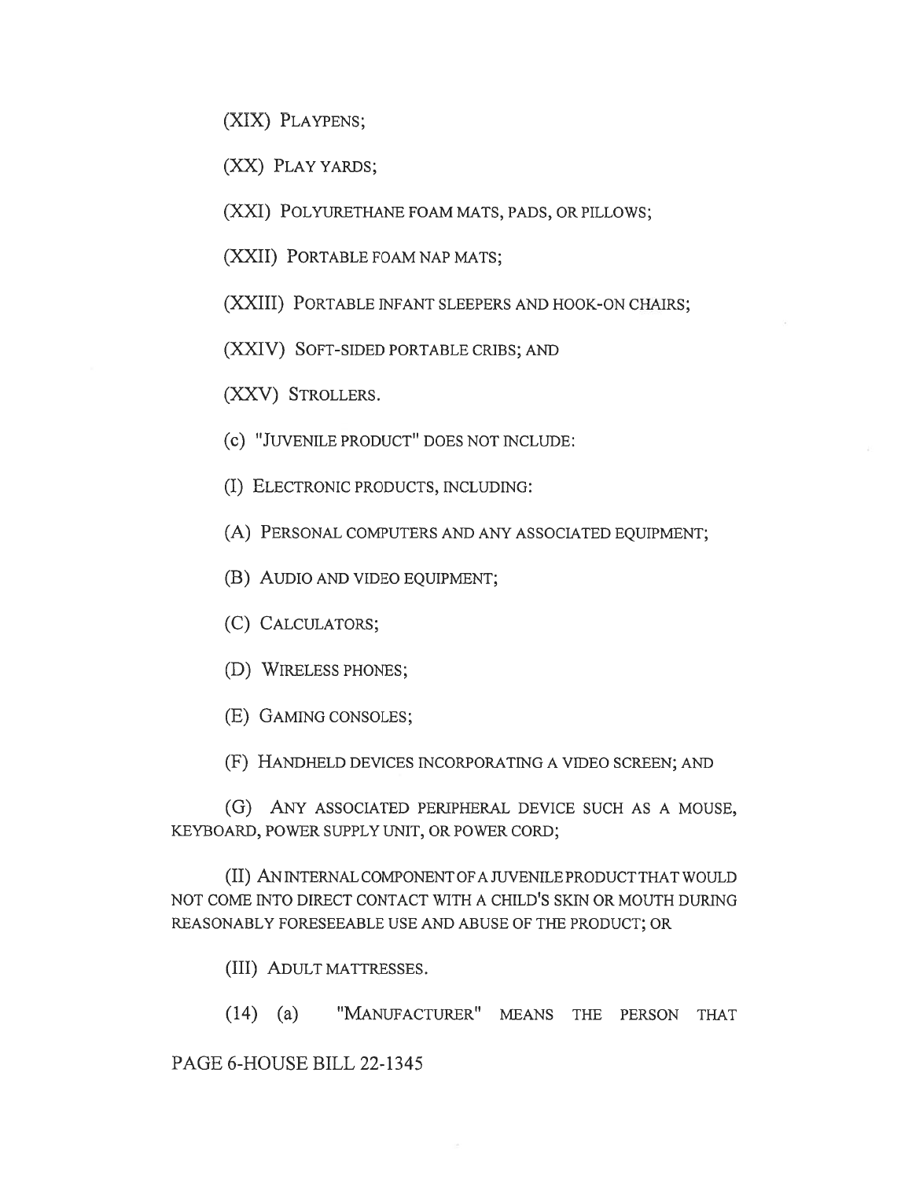(XIX) PLAYPENS;

(XX) PLAY YARDS;

(XXI) POLYURETHANE FOAM MATS, PADS, OR PILLOWS;

(XXII) PORTABLE FOAM NAP MATS;

(XXIII) PORTABLE INFANT SLEEPERS AND HOOK-ON CHAIRS;

(XXIV) SOFT-SIDED PORTABLE CRIBS; AND

(XXV) STROLLERS.

(c) "JUVENILE PRODUCT" DOES NOT INCLUDE:

(I) ELECTRONIC PRODUCTS, INCLUDING:

(A) PERSONAL COMPUTERS AND ANY ASSOCIATED EQUIPMENT;

(B) AUDIO AND VIDEO EQUIPMENT;

(C) CALCULATORS;

(D) WIRELESS PHONES;

(E) GAMING CONSOLES;

(F) HANDHELD DEVICES INCORPORATING A VIDEO SCREEN; AND

(G) ANY ASSOCIATED PERIPHERAL DEVICE SUCH AS A MOUSE, KEYBOARD, POWER SUPPLY UNIT, OR POWER CORD;

(II) AN INTERNAL COMPONENT OF A JUVENILE PRODUCT THAT WOULD NOT COME INTO DIRECT CONTACT WITH A CHILD'S SKIN OR MOUTH DURING REASONABLY FORESEEABLE USE AND ABUSE OF THE PRODUCT; OR

(III) ADULT MATTRESSES.

(14) (a) "MANUFACTURER" MEANS THE PERSON THAT

PAGE 6-HOUSE BILL 22-1345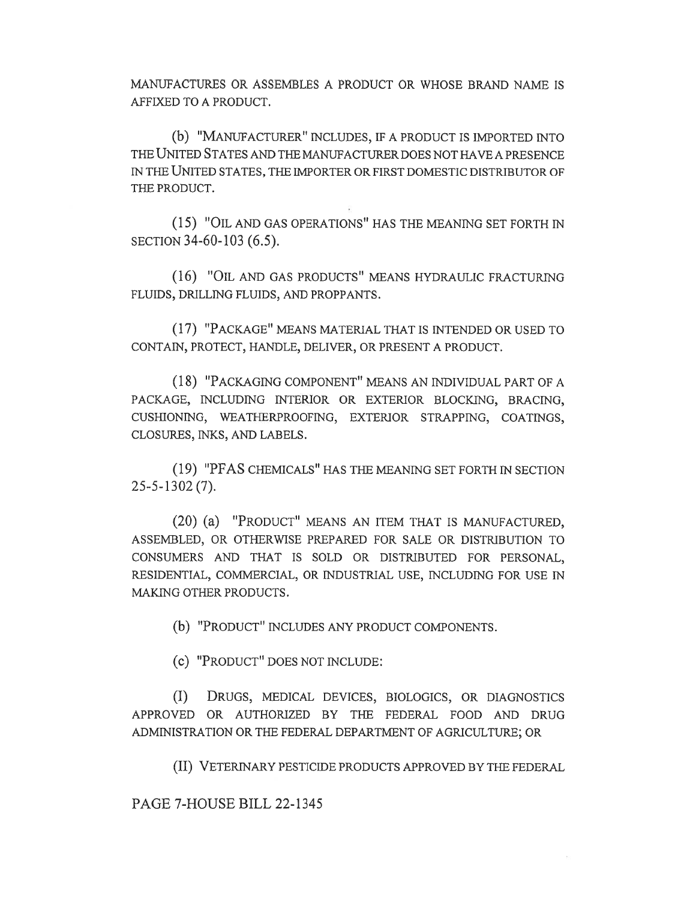MANUFACTURES OR ASSEMBLES A PRODUCT OR WHOSE BRAND NAME IS AFFIXED TO A PRODUCT.

(b) "MANUFACTURER" INCLUDES, IF A PRODUCT IS IMPORTED INTO THE UNITED STATES AND THE MANUFACTURER DOES NOT HAVE A PRESENCE IN THE UNITED STATES, THE IMPORTER OR FIRST DOMESTIC DISTRIBUTOR OF THE PRODUCT.

(15) "OIL AND GAS OPERATIONS" HAS THE MEANING SET FORTH IN SECTION 34-60-103 (6.5).

(16) "OIL AND GAS PRODUCTS" MEANS HYDRAULIC FRACTURING FLUIDS, DRILLING FLUIDS, AND PROPPANTS.

(17) "PACKAGE" MEANS MATERIAL THAT IS INTENDED OR USED TO CONTAIN, PROTECT, HANDLE, DELIVER, OR PRESENT A PRODUCT.

(18) "PACKAGING COMPONENT" MEANS AN INDIVIDUAL PART OF A PACKAGE, INCLUDING INTERIOR OR EXTERIOR BLOCKING, BRACING, CUSHIONING, WEATHERPROOFING, EXTERIOR STRAPPING, COATINGS, CLOSURES, INKS, AND LABELS.

(19) "PFAS CHEMICALS" HAS THE MEANING SET FORTH IN SECTION 25-5-1302 (7).

(20) (a) "PRODUCT" MEANS AN ITEM THAT IS MANUFACTURED, ASSEMBLED, OR OTHERWISE PREPARED FOR SALE OR DISTRIBUTION TO CONSUMERS AND THAT IS SOLD OR DISTRIBUTED FOR PERSONAL, RESIDENTIAL, COMMERCIAL, OR INDUSTRIAL USE, INCLUDING FOR USE IN MAKING OTHER PRODUCTS.

(b) "PRODUCT" INCLUDES ANY PRODUCT COMPONENTS.

(c) "PRODUCT" DOES NOT INCLUDE:

(I) DRUGS, MEDICAL DEVICES, BIOLOGICS, OR DIAGNOSTICS APPROVED OR AUTHORIZED BY THE FEDERAL FOOD AND DRUG ADMINISTRATION OR THE FEDERAL DEPARTMENT OF AGRICULTURE; OR

(II) VETERINARY PESTICIDE PRODUCTS APPROVED BY THE FEDERAL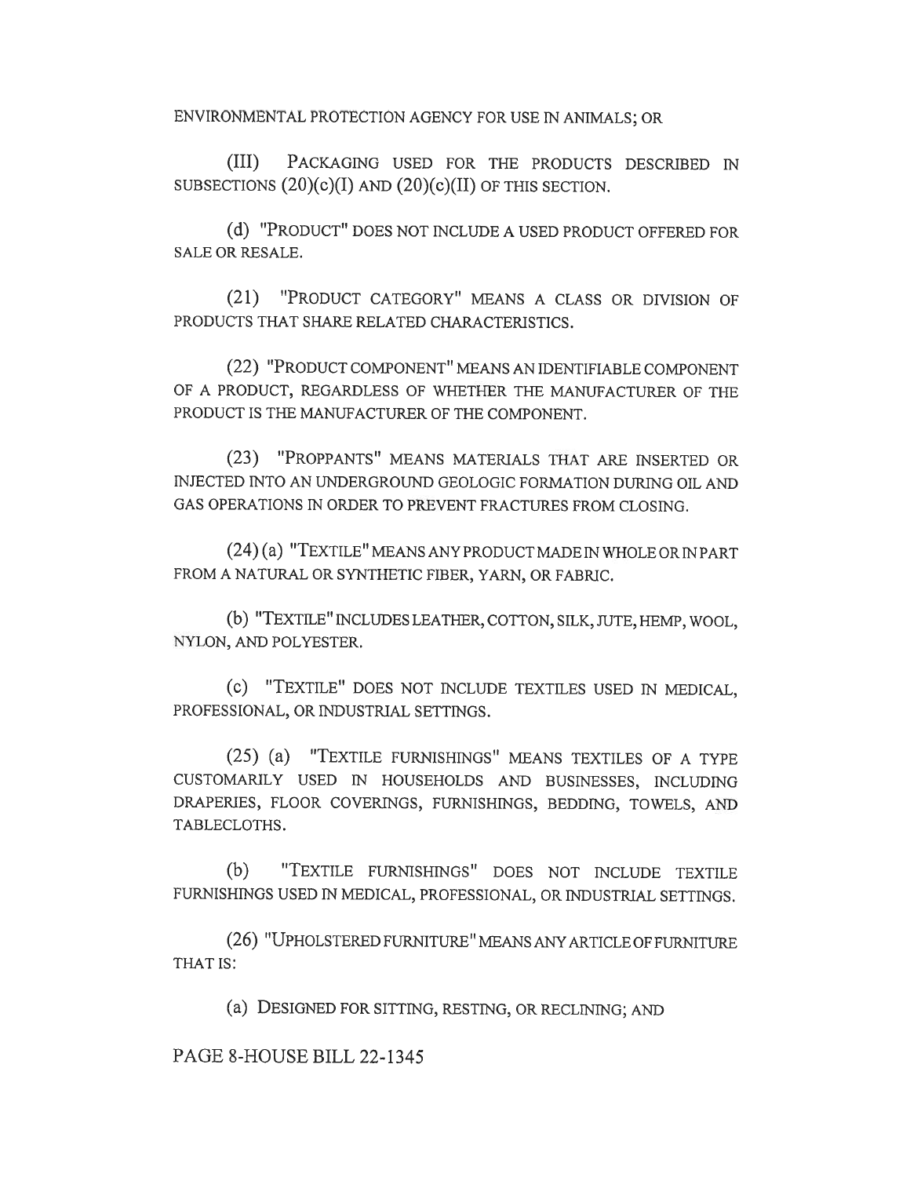ENVIRONMENTAL PROTECTION AGENCY FOR USE IN ANIMALS; OR

(III) PACKAGING USED FOR THE PRODUCTS DESCRIBED IN SUBSECTIONS (20)(c)(I) AND (20)(c)(II) OF THIS SECTION.

(d) "PRODUCT" DOES NOT INCLUDE A USED PRODUCT OFFERED FOR SALE OR RESALE.

(21) "PRODUCT CATEGORY" MEANS A CLASS OR DIVISION OF PRODUCTS THAT SHARE RELATED CHARACTERISTICS.

(22) "PRODUCT COMPONENT" MEANS AN IDENTIFIABLE COMPONENT OF A PRODUCT, REGARDLESS OF WHETHER THE MANUFACTURER OF THE PRODUCT IS THE MANUFACTURER OF THE COMPONENT.

(23) "PROPPANTS" MEANS MATERIALS THAT ARE INSERTED OR INJECTED INTO AN UNDERGROUND GEOLOGIC FORMATION DURING OIL AND GAS OPERATIONS IN ORDER TO PREVENT FRACTURES FROM CLOSING.

(24) (a) "TEXTILE" MEANS ANY PRODUCT MADE IN WHOLE OR IN PART FROM A NATURAL OR SYNTHETIC FIBER, YARN, OR FABRIC.

(b) "TEXTILE" INCLUDES LEATHER, COTTON, SILK, JUTE, HEMP, WOOL, NYLON, AND POLYESTER.

(c) "TEXTILE" DOES NOT INCLUDE TEXTILES USED IN MEDICAL, PROFESSIONAL, OR INDUSTRIAL SETTINGS.

(25) (a) "TEXTILE FURNISHINGS" MEANS TEXTILES OF A TYPE CUSTOMARILY USED IN HOUSEHOLDS AND BUSINESSES, INCLUDING DRAPERIES, FLOOR COVERINGS, FURNISHINGS, BEDDING, TOWELS, AND TABLECLOTHS.

(b) "TEXTILE FURNISHINGS" DOES NOT INCLUDE TEXTILE FURNISHINGS USED IN MEDICAL, PROFESSIONAL, OR INDUSTRIAL SETTINGS.

(26) "UPHOLSTERED FURNITURE" MEANS ANY ARTICLE OF FURNITURE THAT IS:

(a) DESIGNED FOR SITTING, RESTING, OR RECLINING; AND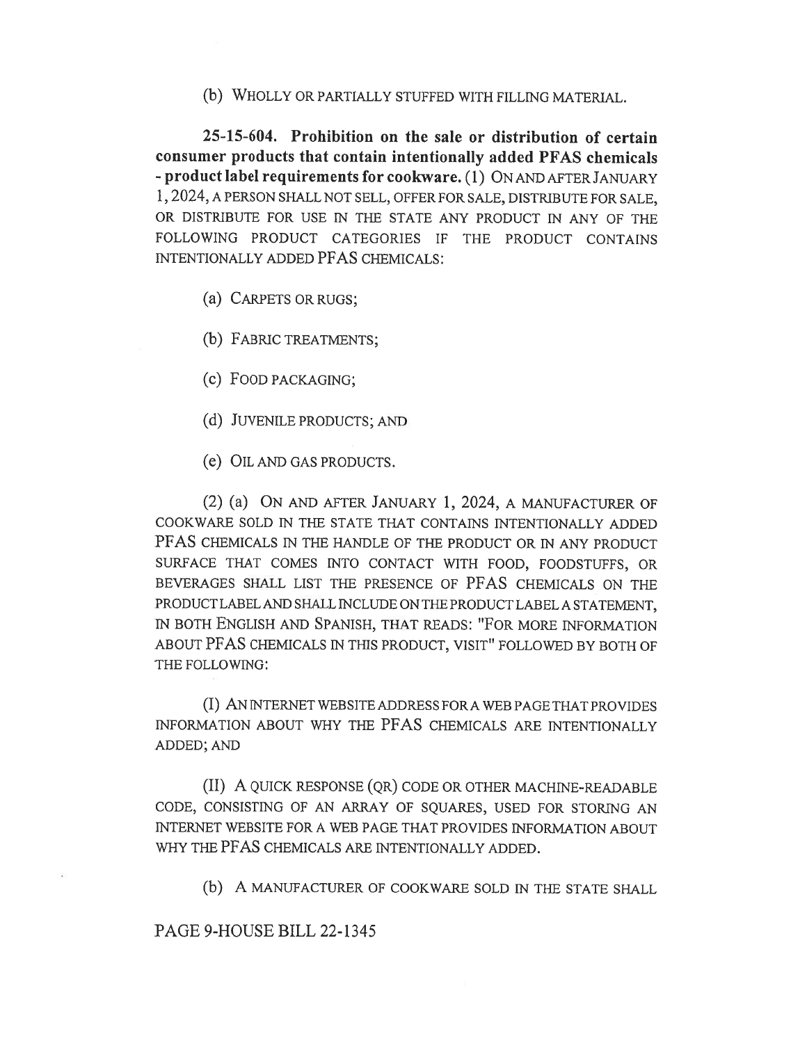(b) WHOLLY OR PARTIALLY STUFFED WITH FILLING MATERIAL.

**25-15-604. Prohibition on the sale or distribution of certain consumer products that contain intentionally added PFAS chemicals - product label requirements for cookware.** (1) ON AND AFTER JANUARY 1, 2024, A PERSON SHALL NOT SELL, OFFER FOR SALE, DISTRIBUTE FOR SALE, OR DISTRIBUTE FOR USE IN THE STATE ANY PRODUCT IN ANY OF THE FOLLOWING PRODUCT CATEGORIES IF THE PRODUCT CONTAINS INTENTIONALLY ADDED PFAS CHEMICALS:

(a) CARPETS OR RUGS;

(b) FABRIC TREATMENTS;

(c) FOOD PACKAGING;

(d) JUVENILE PRODUCTS; AND

(e) OIL AND GAS PRODUCTS.

(2) (a) ON AND AFTER JANUARY 1, 2024, A MANUFACTURER OF COOKWARE SOLD IN THE STATE THAT CONTAINS INTENTIONALLY ADDED PFAS CHEMICALS IN THE HANDLE OF THE PRODUCT OR IN ANY PRODUCT SURFACE THAT COMES INTO CONTACT WITH FOOD, FOODSTUFFS, OR BEVERAGES SHALL LIST THE PRESENCE OF PFAS CHEMICALS ON THE PRODUCT LABEL AND SHALL INCLUDE ON THE PRODUCT LABEL A STATEMENT, IN BOTH ENGLISH AND SPANISH, THAT READS: "FOR MORE INFORMATION ABOUT PFAS CHEMICALS IN THIS PRODUCT, VISIT" FOLLOWED BY BOTH OF THE FOLLOWING:

(I) AN INTERNET WEBSITE ADDRESS FOR A WEB PAGE THAT PROVIDES INFORMATION ABOUT WHY THE PFAS CHEMICALS ARE INTENTIONALLY ADDED; AND

(II) A QUICK RESPONSE (QR) CODE OR OTHER MACHINE-READABLE CODE, CONSISTING OF AN ARRAY OF SQUARES, USED FOR STORING AN INTERNET WEBSITE FOR A WEB PAGE THAT PROVIDES INFORMATION ABOUT WHY THE PFAS CHEMICALS ARE INTENTIONALLY ADDED.

(b) A MANUFACTURER OF COOKWARE SOLD IN THE STATE SHALL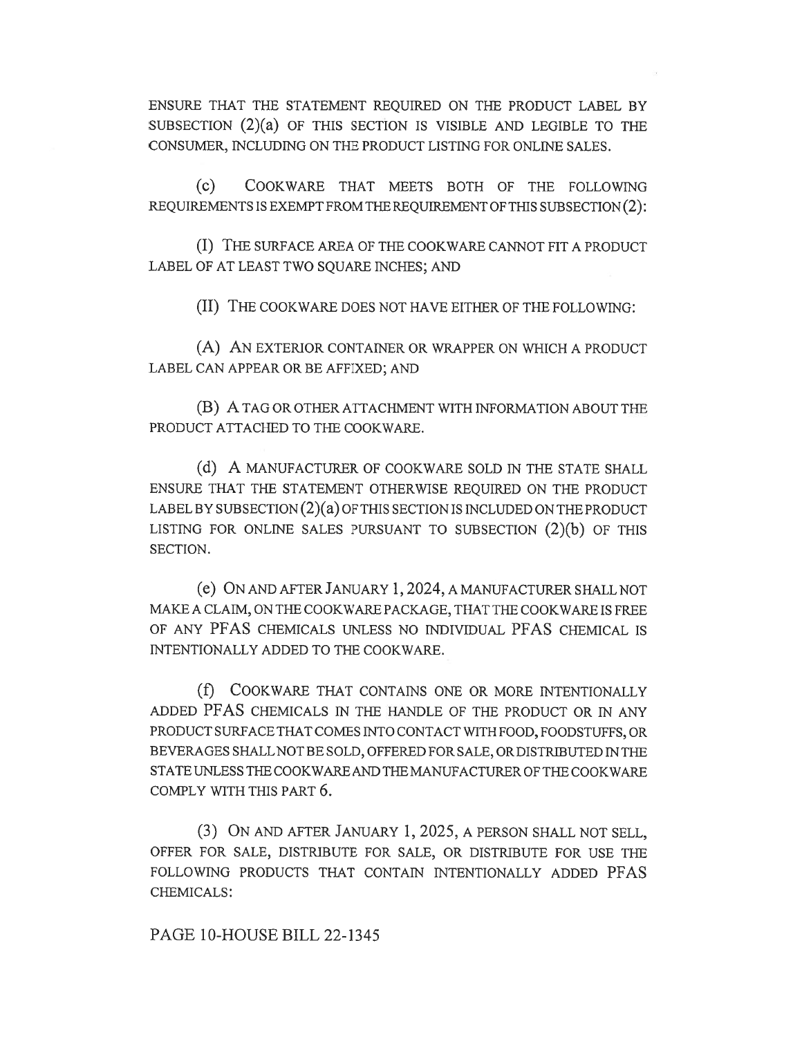ENSURE THAT THE STATEMENT REQUIRED ON THE PRODUCT LABEL BY SUBSECTION (2)(a) OF THIS SECTION IS VISIBLE AND LEGIBLE TO THE CONSUMER, INCLUDING ON THE PRODUCT LISTING FOR ONLINE SALES.

(c) COOKWARE THAT MEETS BOTH OF THE FOLLOWING REQUIREMENTS IS EXEMPT FROM THE REQUIREMENT OF THIS SUBSECTION (2):

(I) THE SURFACE AREA OF THE COOKWARE CANNOT FIT A PRODUCT LABEL OF AT LEAST TWO SQUARE INCHES; AND

(II) THE COOKWARE DOES NOT HAVE EITHER OF THE FOLLOWING:

(A) AN EXTERIOR CONTAINER OR WRAPPER ON WHICH A PRODUCT LABEL CAN APPEAR OR BE AFFIXED; AND

(B) A TAG OR OTHER ATTACHMENT WITH INFORMATION ABOUT THE PRODUCT ATTACHED TO THE COOKWARE.

(d) A MANUFACTURER OF COOKWARE SOLD IN THE STATE SHALL ENSURE THAT THE STATEMENT OTHERWISE REQUIRED ON THE PRODUCT LABEL BY SUBSECTION (2)(a) OF THIS SECTION IS INCLUDED ON THE PRODUCT LISTING FOR ONLINE SALES PURSUANT TO SUBSECTION (2)(b) OF THIS SECTION.

(e) ON AND AFTER JANUARY 1, 2024, A MANUFACTURER SHALL NOT MAKE A CLAIM, ON THE COOKWARE PACKAGE, THAT THE COOKWARE IS FREE OF ANY PFAS CHEMICALS UNLESS NO INDIVIDUAL PFAS CHEMICAL IS INTENTIONALLY ADDED TO THE COOKWARE.

(f) COOKWARE THAT CONTAINS ONE OR MORE INTENTIONALLY ADDED PFAS CHEMICALS IN THE HANDLE OF THE PRODUCT OR IN ANY PRODUCT SURFACE THAT COMES INTO CONTACT WITH FOOD, FOODSTUFFS, OR BEVERAGES SHALL NOT BE SOLD, OFFERED FOR SALE, OR DISTRIBUTED IN THE STATE UNLESS THE COOKWARE AND THE MANUFACTURER OF THE COOKWARE COMPLY WITH THIS PART 6.

(3) ON AND AFTER JANUARY 1, 2025, A PERSON SHALL NOT SELL, OFFER FOR SALE, DISTRIBUTE FOR SALE, OR DISTRIBUTE FOR USE THE FOLLOWING PRODUCTS THAT CONTAIN INTENTIONALLY ADDED PFAS CHEMICALS:

PAGE 10-HOUSE BILL 22-1345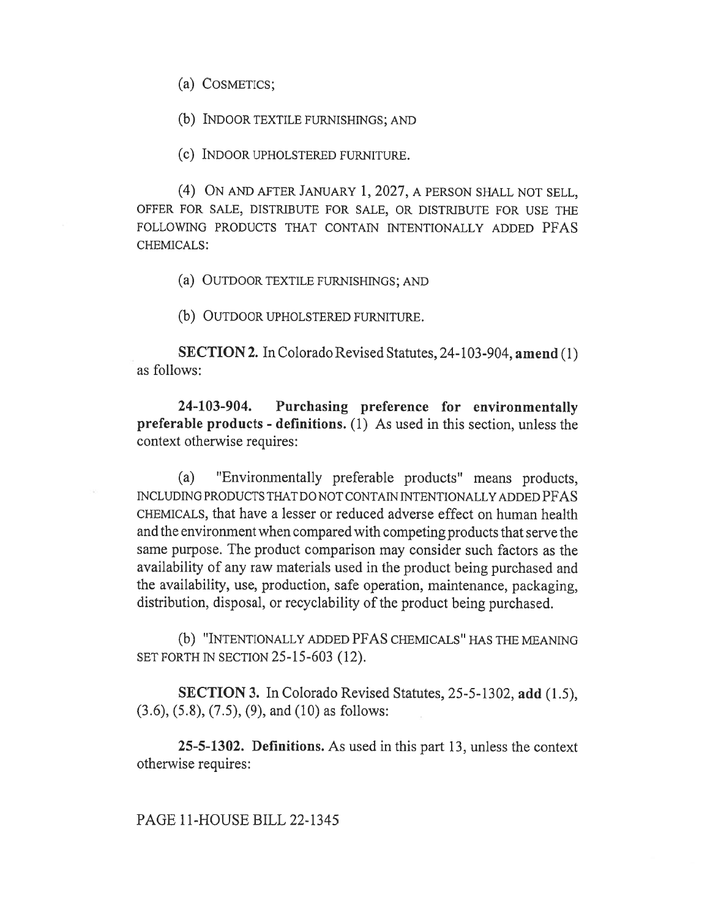(a) COSMETICS;

(b) INDOOR TEXTILE FURNISHINGS; AND

(c) INDOOR UPHOLSTERED FURNITURE.

(4) ON AND AFTER JANUARY 1, 2027, A PERSON SHALL NOT SELL, OFFER FOR SALE, DISTRIBUTE FOR SALE, OR DISTRIBUTE FOR USE THE FOLLOWING PRODUCTS THAT CONTAIN INTENTIONALLY ADDED PFAS CHEMICALS:

(a) OUTDOOR TEXTILE FURNISHINGS; AND

(b) OUTDOOR UPHOLSTERED FURNITURE.

**SECTION 2.** In Colorado Revised Statutes, 24-103-904, **amend** (1) as follows:

**24-103-904. Purchasing preference for environmentally preferable products - definitions.** (1) As used in this section, unless the context otherwise requires:

(a) "Environmentally preferable products" means products, INCLUDING PRODUCTS THAT DO NOT CONTAIN INTENTIONALLY ADDED PFAS CHEMICALS, that have a lesser or reduced adverse effect on human health and the environment when compared with competing products that serve the same purpose. The product comparison may consider such factors as the availability of any raw materials used in the product being purchased and the availability, use, production, safe operation, maintenance, packaging, distribution, disposal, or recyclability of the product being purchased.

(b) "INTENTIONALLY ADDED PFAS CHEMICALS" HAS THE MEANING SET FORTH IN SECTION 25-15-603 (12).

**SECTION 3.** In Colorado Revised Statutes, 25-5-1302, **add** (1.5), (3.6), (5.8), (7.5), (9), and (10) as follows:

**25-5-1302. Definitions.** As used in this part 13, unless the context otherwise requires: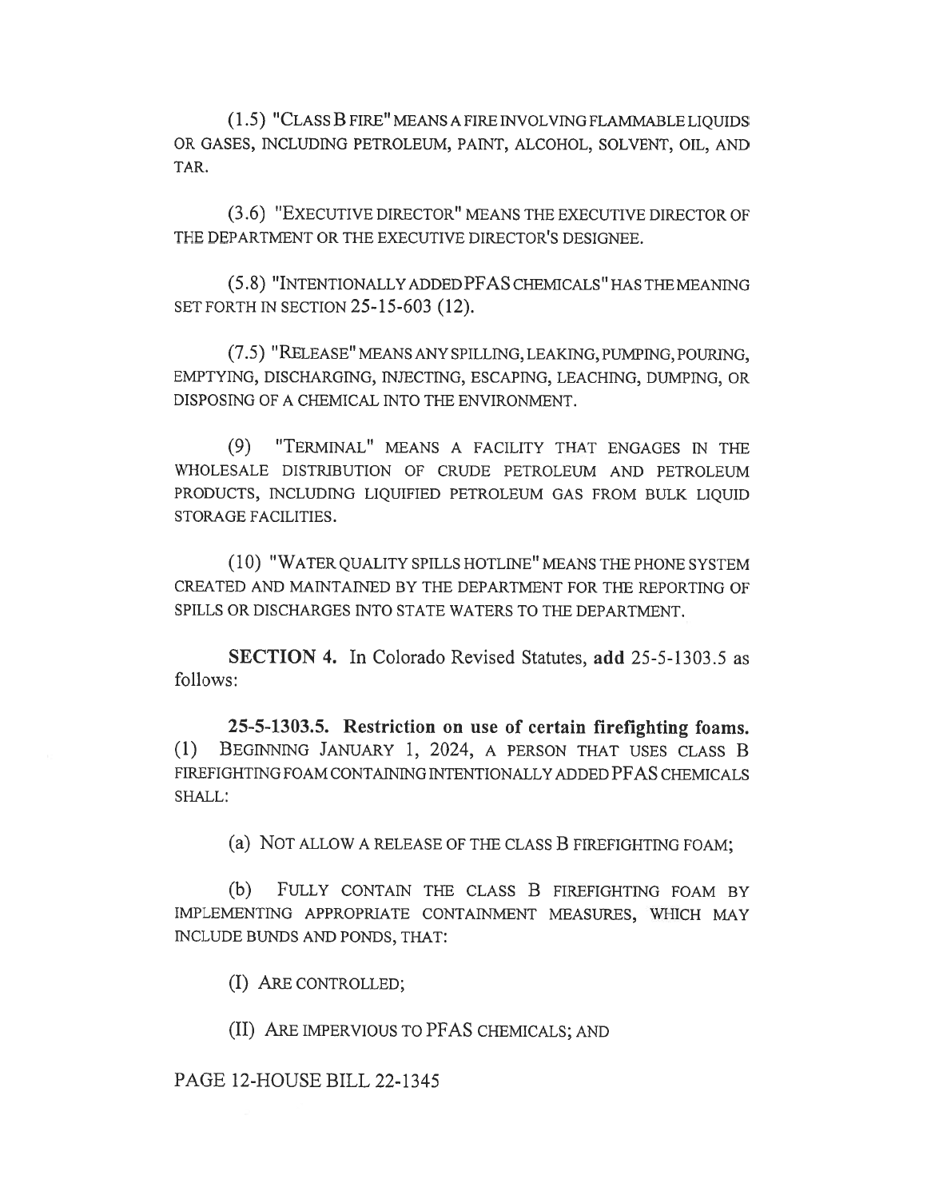(1.5) "CLASS B FIRE" MEANS A FIRE INVOLVING FLAMMABLE LIQUIDS OR GASES, INCLUDING PETROLEUM, PAINT, ALCOHOL, SOLVENT, OIL, AND TAR.

(3.6) "EXECUTIVE DIRECTOR" MEANS THE EXECUTIVE DIRECTOR OF THE DEPARTMENT OR THE EXECUTIVE DIRECTOR'S DESIGNEE.

(5.8) "INTENTIONALLY ADDED PFAS CHEMICALS" HAS THE MEANING SET FORTH IN SECTION 25-15-603 (12).

(7.5) "RELEASE" MEANS ANY SPILLING, LEAKING, PUMPING, POURING, EMPTYING, DISCHARGING, INJECTING, ESCAPING, LEACHING, DUMPING, OR DISPOSING OF A CHEMICAL INTO THE ENVIRONMENT.

(9) "TERMINAL" MEANS A FACILITY THAT ENGAGES IN THE WHOLESALE DISTRIBUTION OF CRUDE PETROLEUM AND PETROLEUM PRODUCTS, INCLUDING LIQUIFIED PETROLEUM GAS FROM BULK LIQUID STORAGE FACILITIES.

(10) "WATER QUALITY SPILLS HOTLINE" MEANS THE PHONE SYSTEM CREATED AND MAINTAINED BY THE DEPARTMENT FOR THE REPORTING OF SPILLS OR DISCHARGES INTO STATE WATERS TO THE DEPARTMENT.

**SECTION 4.** In Colorado Revised Statutes, **add** 25-5-1303.5 as follows:

**25-5-1303.5. Restriction on use of certain firefighting foams.** (1) BEGINNING JANUARY 1, 2024, A PERSON THAT USES CLASS B FIREFIGHTING FOAM CONTAINING INTENTIONALLY ADDED PFAS CHEMICALS SHALL:

(a) NOT ALLOW A RELEASE OF THE CLASS B FIREFIGHTING FOAM;

(b) FULLY CONTAIN THE CLASS B FIREFIGHTING FOAM BY IMPLEMENTING APPROPRIATE CONTAINMENT MEASURES, WHICH MAY INCLUDE BUNDS AND PONDS, THAT:

(I) ARE CONTROLLED;

(II) ARE IMPERVIOUS TO PFAS CHEMICALS; AND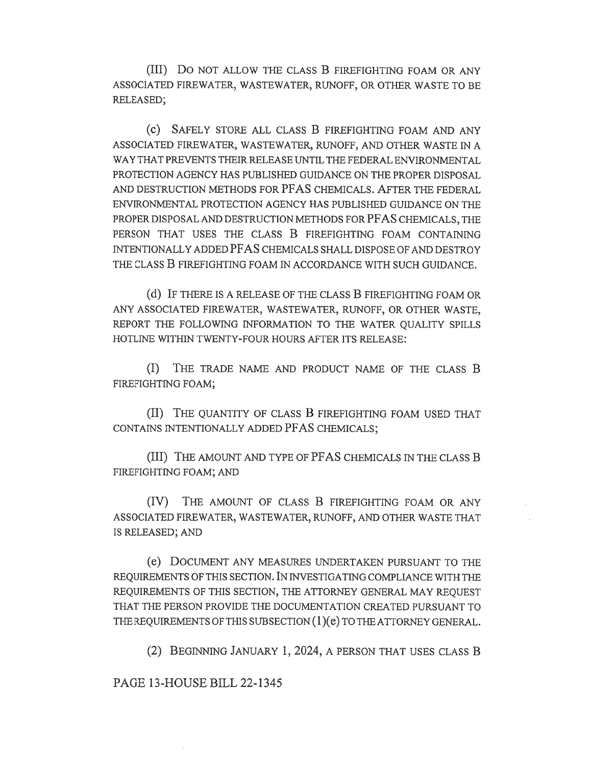(III) DO NOT ALLOW THE CLASS B FIREFIGHTING FOAM OR ANY ASSOCIATED FIREWATER, WASTEWATER, RUNOFF, OR OTHER WASTE TO BE RELEASED;

(c) SAFELY STORE ALL CLASS B FIREFIGHTING FOAM AND ANY ASSOCIATED FIREWATER, WASTEWATER, RUNOFF, AND OTHER WASTE IN A WAY THAT PREVENTS THEIR RELEASE UNTIL THE FEDERAL ENVIRONMENTAL PROTECTION AGENCY HAS PUBLISHED GUIDANCE ON THE PROPER DISPOSAL AND DESTRUCTION METHODS FOR PFAS CHEMICALS. AFTER THE FEDERAL ENVIRONMENTAL PROTECTION AGENCY HAS PUBLISHED GUIDANCE ON THE PROPER DISPOSAL AND DESTRUCTION METHODS FOR PFAS CHEMICALS, THE PERSON THAT USES THE CLASS B FIREFIGHTING FOAM CONTAINING INTENTIONALLY ADDED PFAS CHEMICALS SHALL DISPOSE OF AND DESTROY THE CLASS B FIREFIGHTING FOAM IN ACCORDANCE WITH SUCH GUIDANCE.

(d) IF THERE IS A RELEASE OF THE CLASS B FIREFIGHTING FOAM OR ANY ASSOCIATED FIREWATER, WASTEWATER, RUNOFF, OR OTHER WASTE, REPORT THE FOLLOWING INFORMATION TO THE WATER QUALITY SPILLS HOTLINE WITHIN TWENTY-FOUR HOURS AFTER ITS RELEASE:

(I) THE TRADE NAME AND PRODUCT NAME OF THE CLASS B FIREFIGHTING FOAM;

(II) THE QUANTITY OF CLASS B FIREFIGHTING FOAM USED THAT CONTAINS INTENTIONALLY ADDED PFAS CHEMICALS;

(III) THE AMOUNT AND TYPE OF PFAS CHEMICALS IN THE CLASS B FIREFIGHTING FOAM; AND

(IV) THE AMOUNT OF CLASS B FIREFIGHTING FOAM OR ANY ASSOCIATED FIREWATER, WASTEWATER, RUNOFF, AND OTHER WASTE THAT IS RELEASED; AND

(e) DOCUMENT ANY MEASURES UNDERTAKEN PURSUANT TO THE REQUIREMENTS OF THIS SECTION. IN INVESTIGATING COMPLIANCE WITH THE REQUIREMENTS OF THIS SECTION, THE ATTORNEY GENERAL MAY REQUEST THAT THE PERSON PROVIDE THE DOCUMENTATION CREATED PURSUANT TO THE REQUIREMENTS OF THIS SUBSECTION (1)(e) TO THE ATTORNEY GENERAL.

(2) BEGINNING JANUARY 1, 2024, A PERSON THAT USES CLASS B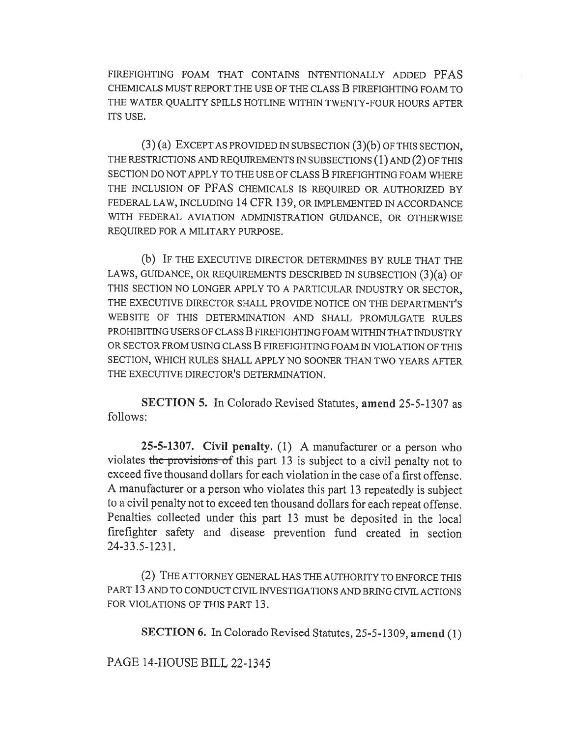FIREFIGHTING FOAM THAT CONTAINS INTENTIONALLY ADDED PFAS CHEMICALS MUST REPORT THE USE OF THE CLASS B FIREFIGHTING FOAM TO THE WATER QUALITY SPILLS HOTLINE WITHIN TWENTY-FOUR HOURS AFTER ITS USE.

(3) (a) EXCEPT AS PROVIDED IN SUBSECTION (3)(b) OF THIS SECTION, THE RESTRICTIONS AND REQUIREMENTS IN SUBSECTIONS (1) AND (2) OF THIS SECTION DO NOT APPLY TO THE USE OF CLASS B FIREFIGHTING FOAM WHERE THE INCLUSION OF PFAS CHEMICALS IS REQUIRED OR AUTHORIZED BY FEDERAL LAW, INCLUDING 14 CFR 139, OR IMPLEMENTED IN ACCORDANCE WITH FEDERAL AVIATION ADMINISTRATION GUIDANCE, OR OTHERWISE REQUIRED FOR A MILITARY PURPOSE.

(b) IF THE EXECUTIVE DIRECTOR DETERMINES BY RULE THAT THE LAWS, GUIDANCE, OR REQUIREMENTS DESCRIBED IN SUBSECTION (3)(a) OF THIS SECTION NO LONGER APPLY TO A PARTICULAR INDUSTRY OR SECTOR, THE EXECUTIVE DIRECTOR SHALL PROVIDE NOTICE ON THE DEPARTMENT'S WEBSITE OF THIS DETERMINATION AND SHALL PROMULGATE RULES PROHIBITING USERS OF CLASS B FIREFIGHTING FOAM WITHIN THAT INDUSTRY OR SECTOR FROM USING CLASS B FIREFIGHTING FOAM IN VIOLATION OF THIS SECTION, WHICH RULES SHALL APPLY NO SOONER THAN TWO YEARS AFTER THE EXECUTIVE DIRECTOR'S DETERMINATION.

**SECTION 5.** In Colorado Revised Statutes, **amend** 25-5-1307 as follows:

**25-5-1307. Civil penalty.** (1) A manufacturer or a person who violates ~~the provisions of~~ this part 13 is subject to a civil penalty not to exceed five thousand dollars for each violation in the case of a first offense. A manufacturer or a person who violates this part 13 repeatedly is subject to a civil penalty not to exceed ten thousand dollars for each repeat offense. Penalties collected under this part 13 must be deposited in the local firefighter safety and disease prevention fund created in section 24-33.5-1231.

(2) THE ATTORNEY GENERAL HAS THE AUTHORITY TO ENFORCE THIS PART 13 AND TO CONDUCT CIVIL INVESTIGATIONS AND BRING CIVIL ACTIONS FOR VIOLATIONS OF THIS PART 13.

**SECTION 6.** In Colorado Revised Statutes, 25-5-1309, **amend** (1)

PAGE 14-HOUSE BILL 22-1345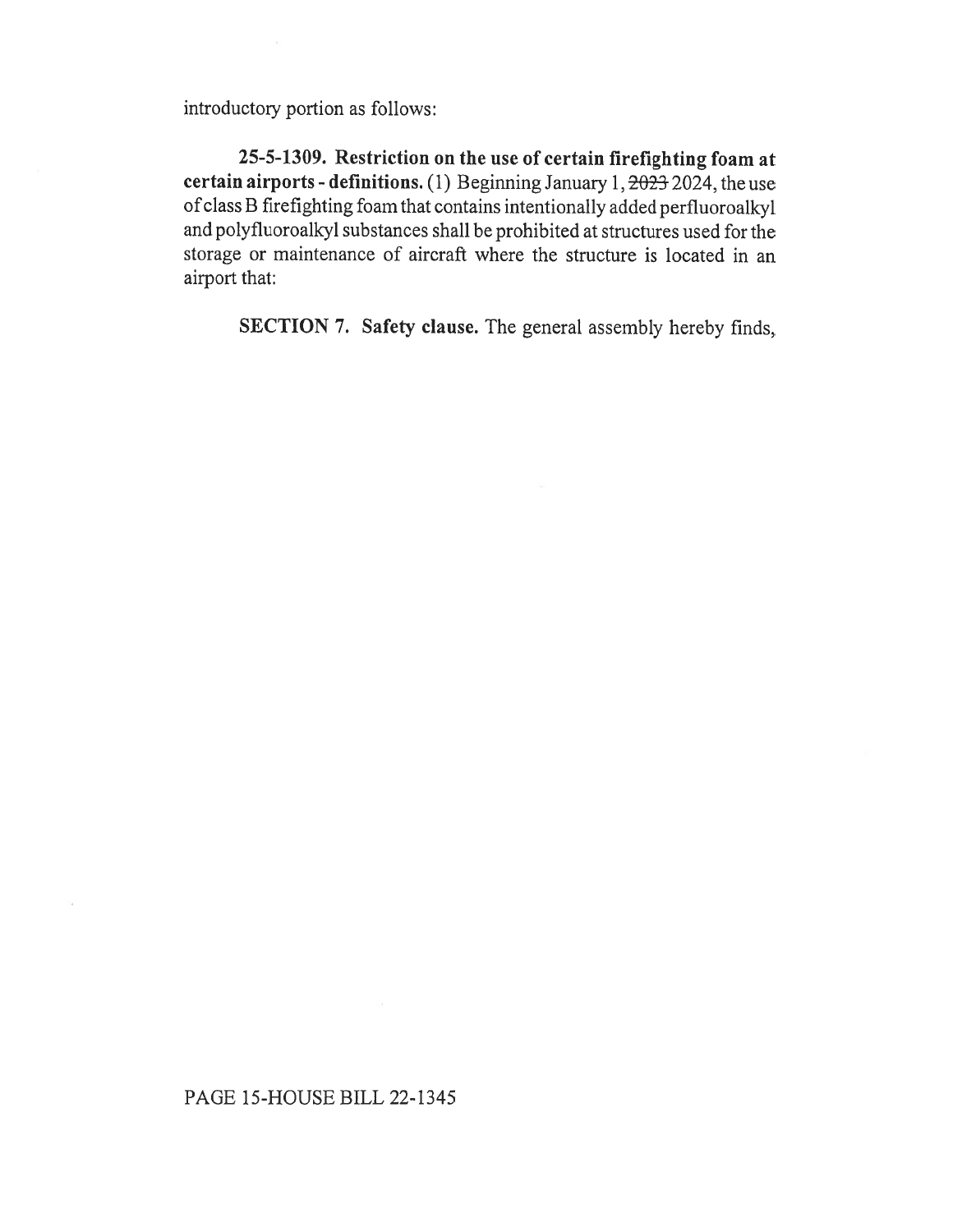introductory portion as follows:

**25-5-1309. Restriction on the use of certain firefighting foam at certain airports - definitions.** (1) Beginning January 1, ~~2023~~ 2024, the use of class B firefighting foam that contains intentionally added perfluoroalkyl and polyfluoroalkyl substances shall be prohibited at structures used for the storage or maintenance of aircraft where the structure is located in an airport that:

**SECTION 7. Safety clause.** The general assembly hereby finds,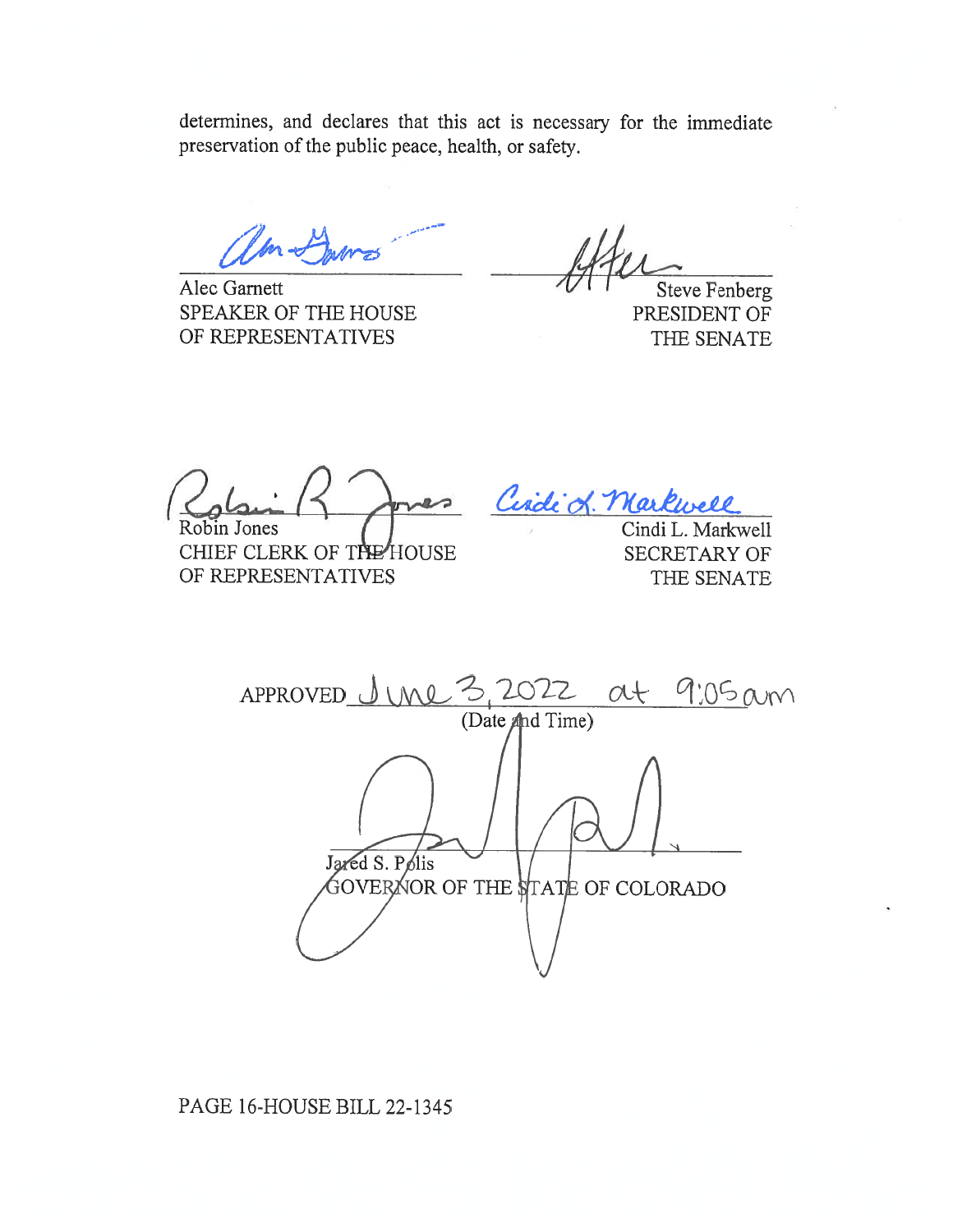determines, and declares that this act is necessary for the immediate preservation of the public peace, health, or safety.

Alec Garnett
SPEAKER OF THE HOUSE
OF REPRESENTATIVES

Steve Fenberg
PRESIDENT OF
THE SENATE

Robin Jones
CHIEF CLERK OF THE HOUSE
OF REPRESENTATIVES

Cindi L. Markwell
SECRETARY OF
THE SENATE

APPROVED June 3, 2022 at 9:05 am
(Date and Time)

Jared S. Polis
GOVERNOR OF THE STATE OF COLORADO

PAGE 16-HOUSE BILL 22-1345